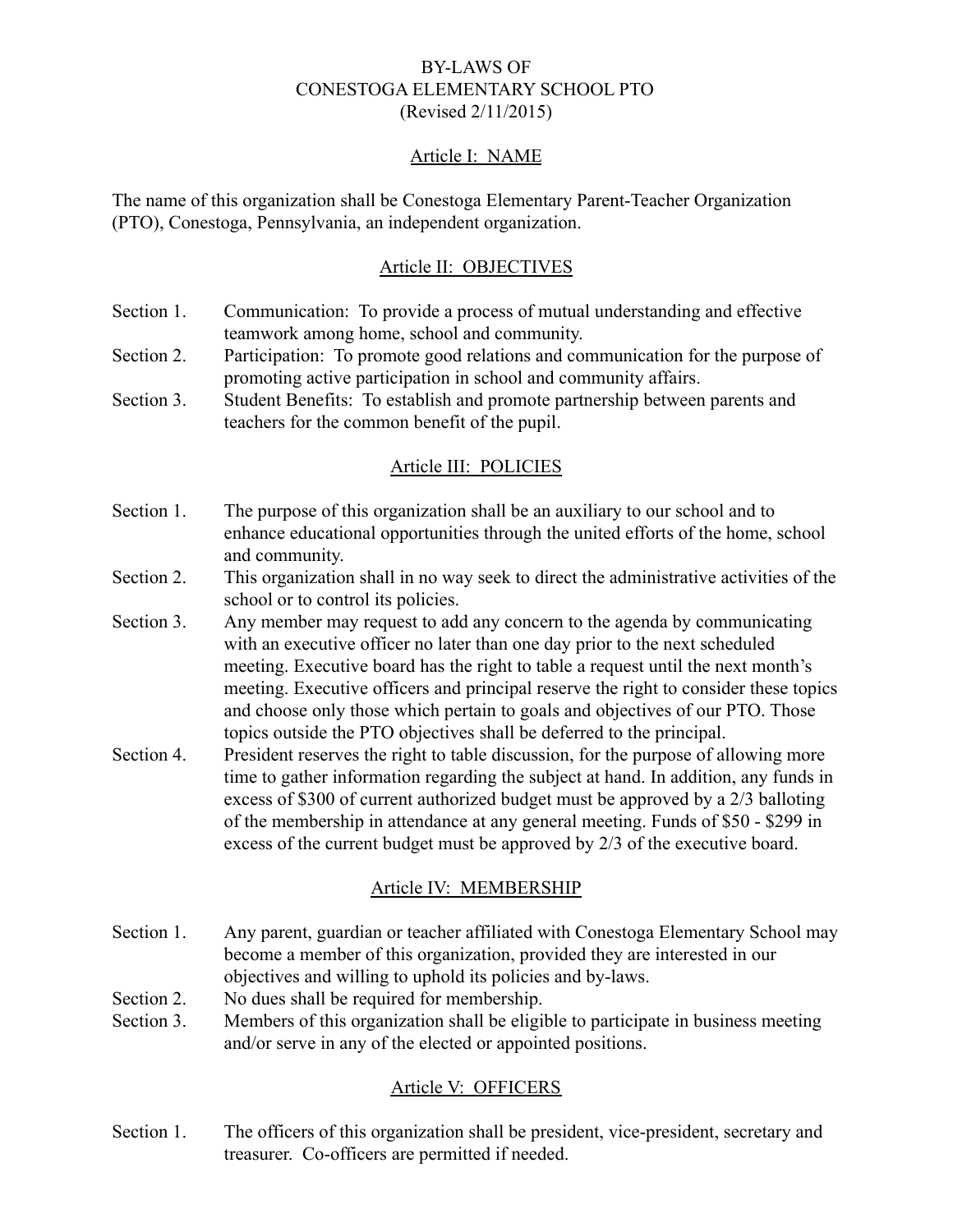# BY-LAWS OF
# CONESTOGA ELEMENTARY SCHOOL PTO
(Revised 2/11/2015)

## Article I: NAME

The name of this organization shall be Conestoga Elementary Parent-Teacher Organization (PTO), Conestoga, Pennsylvania, an independent organization.

## Article II: OBJECTIVES

Section 1. Communication: To provide a process of mutual understanding and effective teamwork among home, school and community.

Section 2. Participation: To promote good relations and communication for the purpose of promoting active participation in school and community affairs.

Section 3. Student Benefits: To establish and promote partnership between parents and teachers for the common benefit of the pupil.

## Article III: POLICIES

Section 1. The purpose of this organization shall be an auxiliary to our school and to enhance educational opportunities through the united efforts of the home, school and community.

Section 2. This organization shall in no way seek to direct the administrative activities of the school or to control its policies.

Section 3. Any member may request to add any concern to the agenda by communicating with an executive officer no later than one day prior to the next scheduled meeting. Executive board has the right to table a request until the next month's meeting. Executive officers and principal reserve the right to consider these topics and choose only those which pertain to goals and objectives of our PTO. Those topics outside the PTO objectives shall be deferred to the principal.

Section 4. President reserves the right to table discussion, for the purpose of allowing more time to gather information regarding the subject at hand. In addition, any funds in excess of $300 of current authorized budget must be approved by a 2/3 balloting of the membership in attendance at any general meeting. Funds of $50 - $299 in excess of the current budget must be approved by 2/3 of the executive board.

## Article IV: MEMBERSHIP

Section 1. Any parent, guardian or teacher affiliated with Conestoga Elementary School may become a member of this organization, provided they are interested in our objectives and willing to uphold its policies and by-laws.

Section 2. No dues shall be required for membership.

Section 3. Members of this organization shall be eligible to participate in business meeting and/or serve in any of the elected or appointed positions.

## Article V: OFFICERS

Section 1. The officers of this organization shall be president, vice-president, secretary and treasurer. Co-officers are permitted if needed.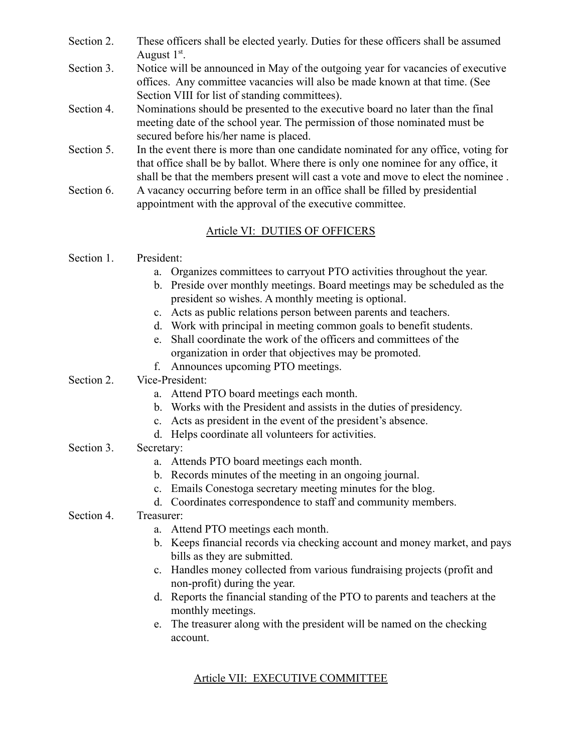Section 2. These officers shall be elected yearly. Duties for these officers shall be assumed August 1st.

Section 3. Notice will be announced in May of the outgoing year for vacancies of executive offices. Any committee vacancies will also be made known at that time. (See Section VIII for list of standing committees).

Section 4. Nominations should be presented to the executive board no later than the final meeting date of the school year. The permission of those nominated must be secured before his/her name is placed.

Section 5. In the event there is more than one candidate nominated for any office, voting for that office shall be by ballot. Where there is only one nominee for any office, it shall be that the members present will cast a vote and move to elect the nominee .

Section 6. A vacancy occurring before term in an office shall be filled by presidential appointment with the approval of the executive committee.

## Article VI: DUTIES OF OFFICERS

Section 1. President:

a. Organizes committees to carryout PTO activities throughout the year.
b. Preside over monthly meetings. Board meetings may be scheduled as the president so wishes. A monthly meeting is optional.
c. Acts as public relations person between parents and teachers.
d. Work with principal in meeting common goals to benefit students.
e. Shall coordinate the work of the officers and committees of the organization in order that objectives may be promoted.
f. Announces upcoming PTO meetings.

Section 2. Vice-President:

a. Attend PTO board meetings each month.
b. Works with the President and assists in the duties of presidency.
c. Acts as president in the event of the president's absence.
d. Helps coordinate all volunteers for activities.

Section 3. Secretary:

a. Attends PTO board meetings each month.
b. Records minutes of the meeting in an ongoing journal.
c. Emails Conestoga secretary meeting minutes for the blog.
d. Coordinates correspondence to staff and community members.

Section 4. Treasurer:

a. Attend PTO meetings each month.
b. Keeps financial records via checking account and money market, and pays bills as they are submitted.
c. Handles money collected from various fundraising projects (profit and non-profit) during the year.
d. Reports the financial standing of the PTO to parents and teachers at the monthly meetings.
e. The treasurer along with the president will be named on the checking account.

## Article VII: EXECUTIVE COMMITTEE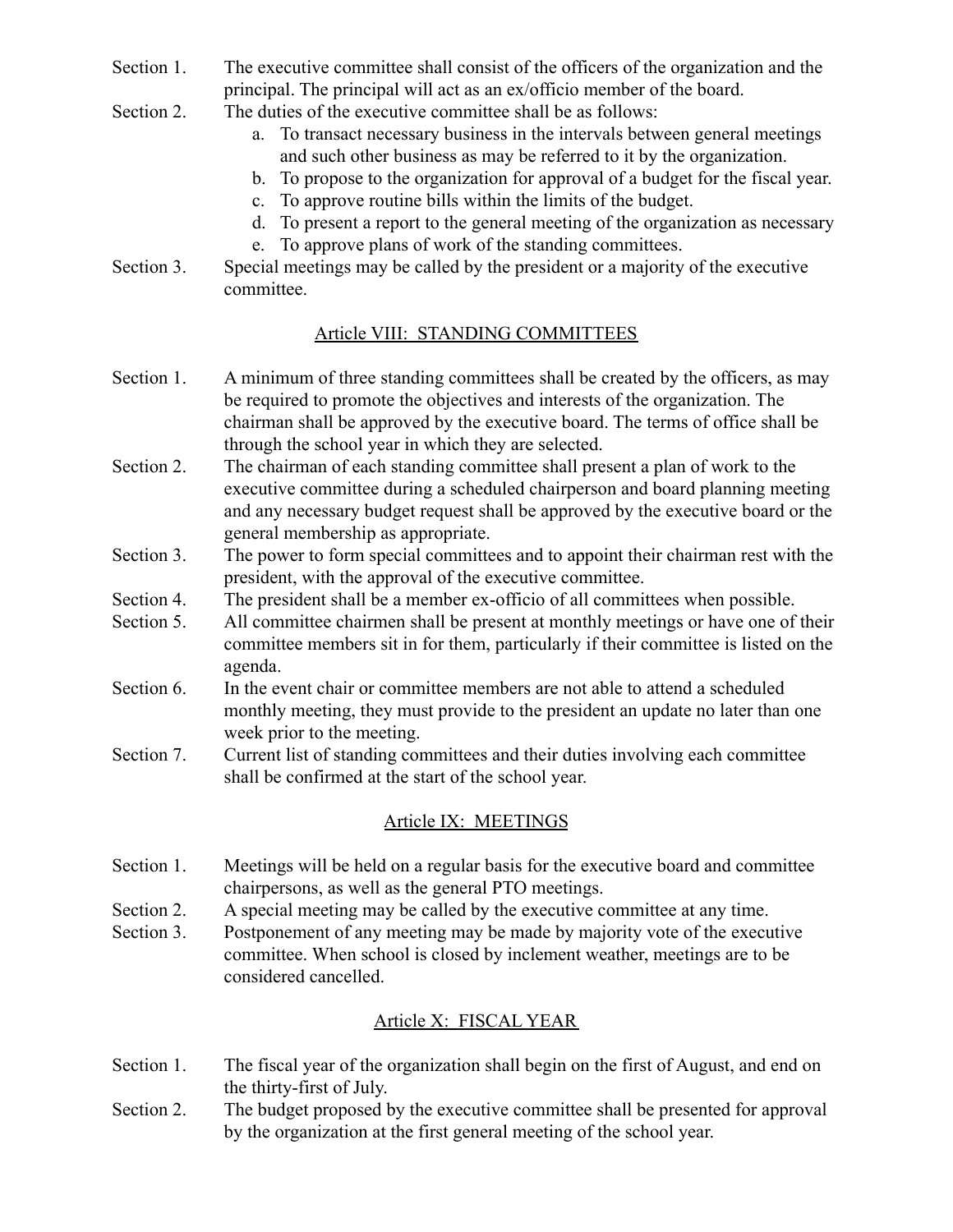Section 1. The executive committee shall consist of the officers of the organization and the principal. The principal will act as an ex/officio member of the board.

Section 2. The duties of the executive committee shall be as follows:

a. To transact necessary business in the intervals between general meetings and such other business as may be referred to it by the organization.
b. To propose to the organization for approval of a budget for the fiscal year.
c. To approve routine bills within the limits of the budget.
d. To present a report to the general meeting of the organization as necessary
e. To approve plans of work of the standing committees.

Section 3. Special meetings may be called by the president or a majority of the executive committee.

## Article VIII: STANDING COMMITTEES

Section 1. A minimum of three standing committees shall be created by the officers, as may be required to promote the objectives and interests of the organization. The chairman shall be approved by the executive board. The terms of office shall be through the school year in which they are selected.

Section 2. The chairman of each standing committee shall present a plan of work to the executive committee during a scheduled chairperson and board planning meeting and any necessary budget request shall be approved by the executive board or the general membership as appropriate.

Section 3. The power to form special committees and to appoint their chairman rest with the president, with the approval of the executive committee.

Section 4. The president shall be a member ex-officio of all committees when possible.

Section 5. All committee chairmen shall be present at monthly meetings or have one of their committee members sit in for them, particularly if their committee is listed on the agenda.

Section 6. In the event chair or committee members are not able to attend a scheduled monthly meeting, they must provide to the president an update no later than one week prior to the meeting.

Section 7. Current list of standing committees and their duties involving each committee shall be confirmed at the start of the school year.

## Article IX: MEETINGS

Section 1. Meetings will be held on a regular basis for the executive board and committee chairpersons, as well as the general PTO meetings.

Section 2. A special meeting may be called by the executive committee at any time.

Section 3. Postponement of any meeting may be made by majority vote of the executive committee. When school is closed by inclement weather, meetings are to be considered cancelled.

## Article X: FISCAL YEAR

Section 1. The fiscal year of the organization shall begin on the first of August, and end on the thirty-first of July.

Section 2. The budget proposed by the executive committee shall be presented for approval by the organization at the first general meeting of the school year.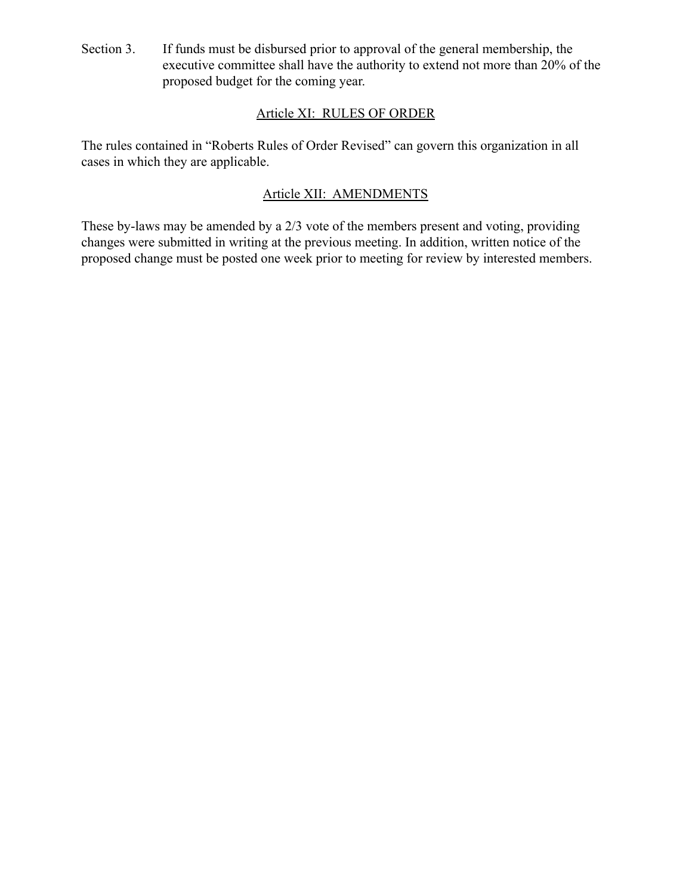Section 3. If funds must be disbursed prior to approval of the general membership, the executive committee shall have the authority to extend not more than 20% of the proposed budget for the coming year.

## Article XI: RULES OF ORDER

The rules contained in "Roberts Rules of Order Revised" can govern this organization in all cases in which they are applicable.

## Article XII: AMENDMENTS

These by-laws may be amended by a 2/3 vote of the members present and voting, providing changes were submitted in writing at the previous meeting. In addition, written notice of the proposed change must be posted one week prior to meeting for review by interested members.